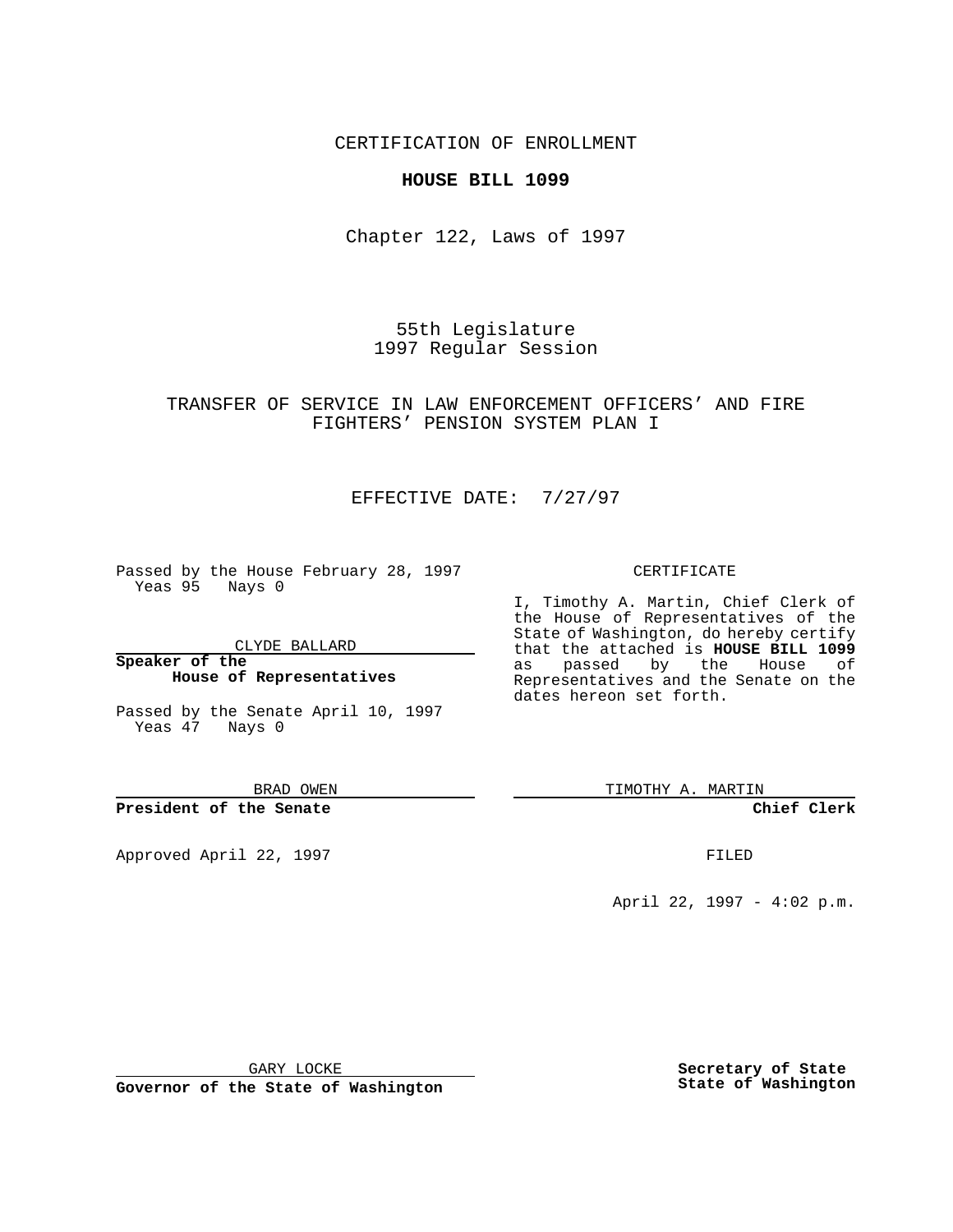CERTIFICATION OF ENROLLMENT

**HOUSE BILL 1099**

Chapter 122, Laws of 1997

55th Legislature
1997 Regular Session

TRANSFER OF SERVICE IN LAW ENFORCEMENT OFFICERS' AND FIRE FIGHTERS' PENSION SYSTEM PLAN I

EFFECTIVE DATE: 7/27/97

Passed by the House February 28, 1997
Yeas 95 Nays 0

CLYDE BALLARD

**Speaker of the House of Representatives**

Passed by the Senate April 10, 1997
Yeas 47 Nays 0

BRAD OWEN

**President of the Senate**

Approved April 22, 1997

GARY LOCKE

**Governor of the State of Washington**

CERTIFICATE

I, Timothy A. Martin, Chief Clerk of the House of Representatives of the State of Washington, do hereby certify that the attached is **HOUSE BILL 1099** as passed by the House of Representatives and the Senate on the dates hereon set forth.

TIMOTHY A. MARTIN

**Chief Clerk**

FILED

April 22, 1997 - 4:02 p.m.

**Secretary of State**
**State of Washington**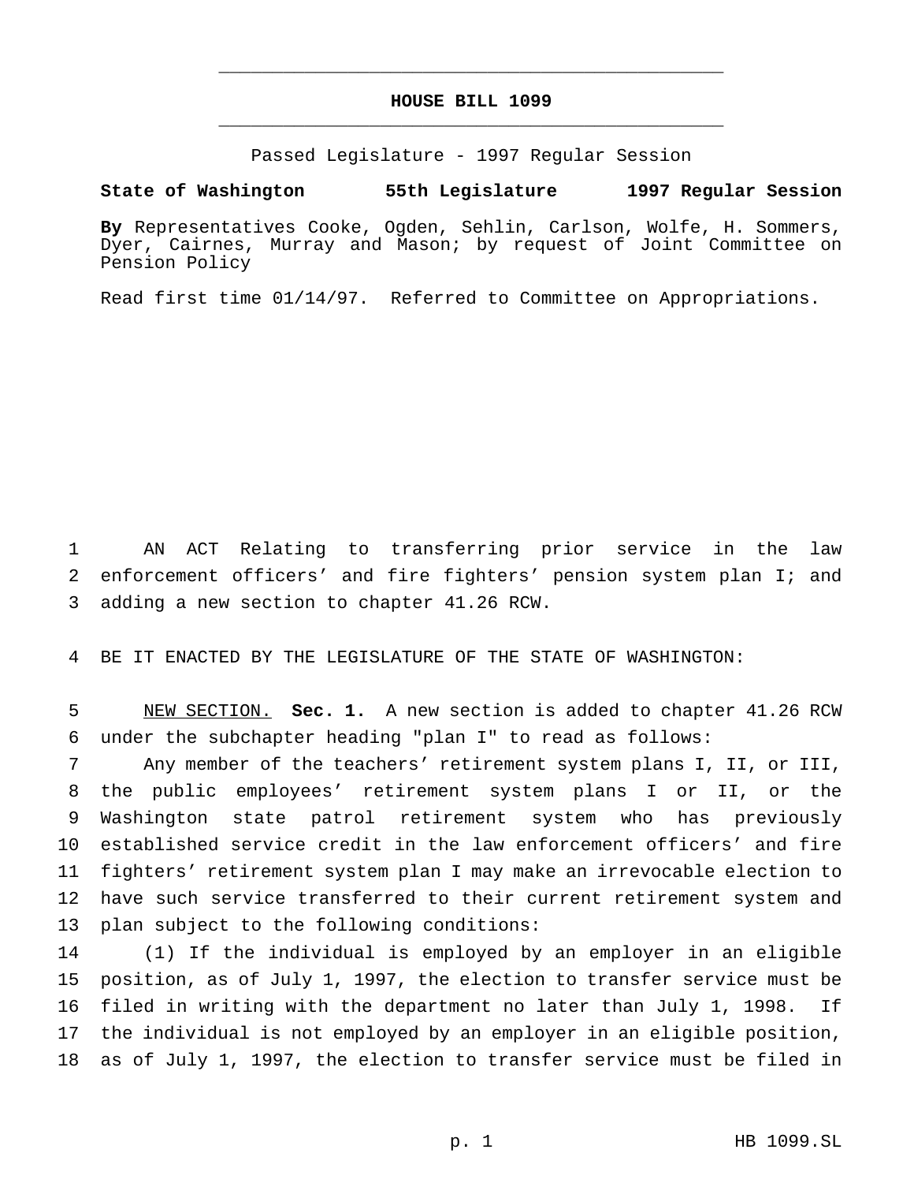# HOUSE BILL 1099

Passed Legislature - 1997 Regular Session

**State of Washington 55th Legislature 1997 Regular Session**

**By** Representatives Cooke, Ogden, Sehlin, Carlson, Wolfe, H. Sommers, Dyer, Cairnes, Murray and Mason; by request of Joint Committee on Pension Policy

Read first time 01/14/97. Referred to Committee on Appropriations.

AN ACT Relating to transferring prior service in the law enforcement officers' and fire fighters' pension system plan I; and adding a new section to chapter 41.26 RCW.

BE IT ENACTED BY THE LEGISLATURE OF THE STATE OF WASHINGTON:

NEW SECTION. **Sec. 1.** A new section is added to chapter 41.26 RCW under the subchapter heading "plan I" to read as follows:

Any member of the teachers' retirement system plans I, II, or III, the public employees' retirement system plans I or II, or the Washington state patrol retirement system who has previously established service credit in the law enforcement officers' and fire fighters' retirement system plan I may make an irrevocable election to have such service transferred to their current retirement system and plan subject to the following conditions:

(1) If the individual is employed by an employer in an eligible position, as of July 1, 1997, the election to transfer service must be filed in writing with the department no later than July 1, 1998. If the individual is not employed by an employer in an eligible position, as of July 1, 1997, the election to transfer service must be filed in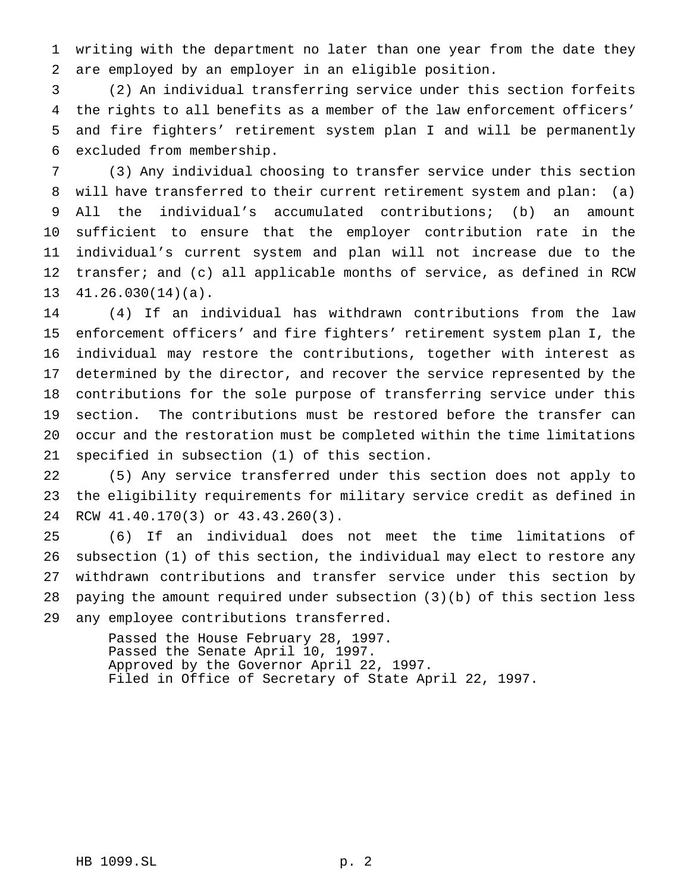writing with the department no later than one year from the date they are employed by an employer in an eligible position.

(2) An individual transferring service under this section forfeits the rights to all benefits as a member of the law enforcement officers' and fire fighters' retirement system plan I and will be permanently excluded from membership.

(3) Any individual choosing to transfer service under this section will have transferred to their current retirement system and plan: (a) All the individual's accumulated contributions; (b) an amount sufficient to ensure that the employer contribution rate in the individual's current system and plan will not increase due to the transfer; and (c) all applicable months of service, as defined in RCW 41.26.030(14)(a).

(4) If an individual has withdrawn contributions from the law enforcement officers' and fire fighters' retirement system plan I, the individual may restore the contributions, together with interest as determined by the director, and recover the service represented by the contributions for the sole purpose of transferring service under this section. The contributions must be restored before the transfer can occur and the restoration must be completed within the time limitations specified in subsection (1) of this section.

(5) Any service transferred under this section does not apply to the eligibility requirements for military service credit as defined in RCW 41.40.170(3) or 43.43.260(3).

(6) If an individual does not meet the time limitations of subsection (1) of this section, the individual may elect to restore any withdrawn contributions and transfer service under this section by paying the amount required under subsection (3)(b) of this section less any employee contributions transferred.

Passed the House February 28, 1997.
Passed the Senate April 10, 1997.
Approved by the Governor April 22, 1997.
Filed in Office of Secretary of State April 22, 1997.